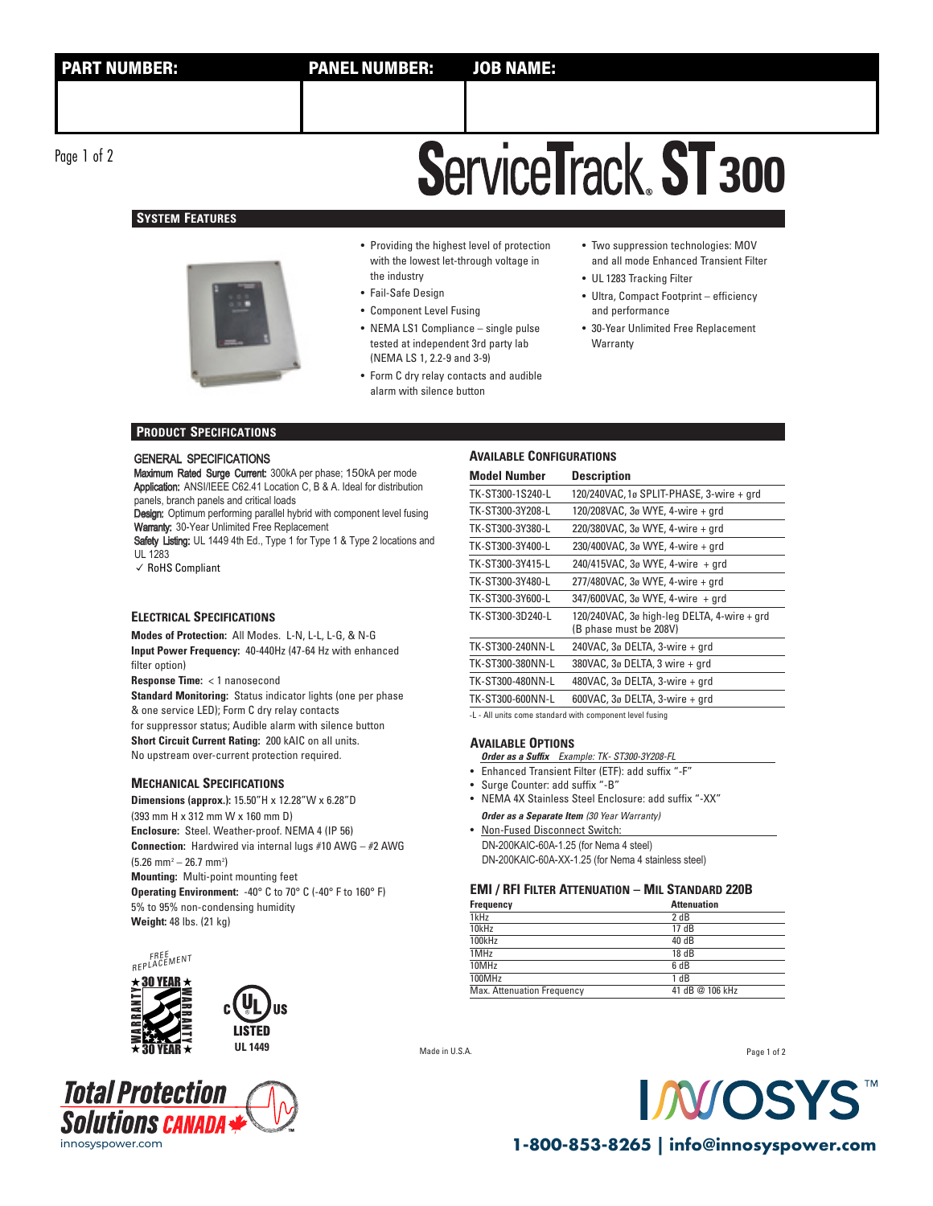| PART NUMBER: | PANEL NUMBER: | JOB NAME: |
| --- | --- | --- |
| | | |

# ServiceTrack® ST300

## System Features

- Providing the highest level of protection with the lowest let-through voltage in the industry
- Fail-Safe Design
- Component Level Fusing
- NEMA LS1 Compliance – single pulse tested at independent 3rd party lab (NEMA LS 1, 2.2-9 and 3-9)
- Form C dry relay contacts and audible alarm with silence button
- Two suppression technologies: MOV and all mode Enhanced Transient Filter
- UL 1283 Tracking Filter
- Ultra, Compact Footprint – efficiency and performance
- 30-Year Unlimited Free Replacement Warranty

## Product Specifications

### General Specifications

**Maximum Rated Surge Current:** 300kA per phase; 150kA per mode
**Application:** ANSI/IEEE C62.41 Location C, B & A. Ideal for distribution panels, branch panels and critical loads
**Design:** Optimum performing parallel hybrid with component level fusing
**Warranty:** 30-Year Unlimited Free Replacement
**Safety Listing:** UL 1449 4th Ed., Type 1 for Type 1 & Type 2 locations and UL 1283
✓ RoHS Compliant

### Electrical Specifications

**Modes of Protection:** All Modes. L-N, L-L, L-G, & N-G
**Input Power Frequency:** 40-440Hz (47-64 Hz with enhanced filter option)
**Response Time:** < 1 nanosecond
**Standard Monitoring:** Status indicator lights (one per phase & one service LED); Form C dry relay contacts for suppressor status; Audible alarm with silence button
**Short Circuit Current Rating:** 200 kAIC on all units. No upstream over-current protection required.

### Mechanical Specifications

**Dimensions (approx.):** 15.50"H x 12.28"W x 6.28"D (393 mm H x 312 mm W x 160 mm D)
**Enclosure:** Steel. Weather-proof. NEMA 4 (IP 56)
**Connection:** Hardwired via internal lugs #10 AWG – #2 AWG (5.26 mm² – 26.7 mm²)
**Mounting:** Multi-point mounting feet
**Operating Environment:** -40° C to 70° C (-40° F to 160° F) 5% to 95% non-condensing humidity
**Weight:** 48 lbs. (21 kg)

### Available Configurations

| Model Number | Description |
| --- | --- |
| TK-ST300-1S240-L | 120/240VAC, 1ø SPLIT-PHASE, 3-wire + grd |
| TK-ST300-3Y208-L | 120/208VAC, 3ø WYE, 4-wire + grd |
| TK-ST300-3Y380-L | 220/380VAC, 3ø WYE, 4-wire + grd |
| TK-ST300-3Y400-L | 230/400VAC, 3ø WYE, 4-wire + grd |
| TK-ST300-3Y415-L | 240/415VAC, 3ø WYE, 4-wire + grd |
| TK-ST300-3Y480-L | 277/480VAC, 3ø WYE, 4-wire + grd |
| TK-ST300-3Y600-L | 347/600VAC, 3ø WYE, 4-wire + grd |
| TK-ST300-3D240-L | 120/240VAC, 3ø high-leg DELTA, 4-wire + grd (B phase must be 208V) |
| TK-ST300-240NN-L | 240VAC, 3ø DELTA, 3-wire + grd |
| TK-ST300-380NN-L | 380VAC, 3ø DELTA, 3 wire + grd |
| TK-ST300-480NN-L | 480VAC, 3ø DELTA, 3-wire + grd |
| TK-ST300-600NN-L | 600VAC, 3ø DELTA, 3-wire + grd |

-L - All units come standard with component level fusing

### Available Options

***Order as a Suffix*** *Example: TK- ST300-3Y208-FL*

- Enhanced Transient Filter (ETF): add suffix "-F"
- Surge Counter: add suffix "-B"
- NEMA 4X Stainless Steel Enclosure: add suffix "-XX"

***Order as a Separate Item*** *(30 Year Warranty)*

- Non-Fused Disconnect Switch:
  DN-200KAIC-60A-1.25 (for Nema 4 steel)
  DN-200KAIC-60A-XX-1.25 (for Nema 4 stainless steel)

### EMI / RFI Filter Attenuation – Mil Standard 220B

| Frequency | Attenuation |
| --- | --- |
| 1kHz | 2 dB |
| 10kHz | 17 dB |
| 100kHz | 40 dB |
| 1MHz | 18 dB |
| 10MHz | 6 dB |
| 100MHz | 1 dB |
| Max. Attenuation Frequency | 41 dB @ 106 kHz |

FREE REPLACEMENT ★ 30 YEAR ★ WARRANTY

c UL us LISTED UL 1449

Made in U.S.A.

Total Protection Solutions CANADA
innosyspower.com

INNOSYS™
1-800-853-8265 | info@innosyspower.com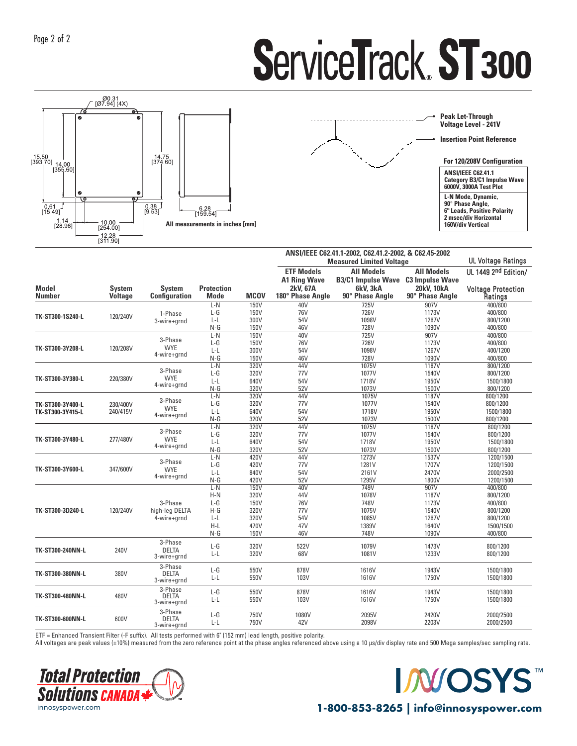# ServiceTrack® ST300

Ø0.31
[Ø7.94] (4X)

15.50
[393.70]

14.00
[355.60]

14.75
[374.60]

0.61
[15.49]

1.14
[28.96]

10.00
[254.00]

12.28
[311.90]

0.38
[9.53]

6.28
[159.54]

All measurements in inches [mm]

- **Peak Let-Through Voltage Level - 241V**
- **Insertion Point Reference**

**For 120/208V Configuration**

**ANSI/IEEE C62.41.1**
**Category B3/C1 Impulse Wave**
**6000V, 3000A Test Plot**

**L-N Mode, Dynamic,**
**90° Phase Angle,**
**6" Leads, Positive Polarity**
**2 msec/div Horizontal**
**160V/div Vertical**

| Model Number | System Voltage | System Configuration | Protection Mode | MCOV | ANSI/IEEE C62.41.1-2002, C62.41.2-2002, & C62.45-2002 Measured Limited Voltage: ETF Models A1 Ring Wave 2kV, 67A 180° Phase Angle | All Models B3/C1 Impulse Wave 6kV, 3kA 90° Phase Angle | All Models C3 Impulse Wave 20kV, 10kA 90° Phase Angle | UL Voltage Ratings UL 1449 2nd Edition/ Voltage Protection Ratings |
|---|---|---|---|---|---|---|---|---|
| **TK-ST300-1S240-L** | 120/240V | 1-Phase 3-wire+grnd | L-N | 150V | 40V | 725V | 907V | 400/800 |
| | | | L-G | 150V | 76V | 726V | 1173V | 400/800 |
| | | | L-L | 300V | 54V | 1098V | 1267V | 800/1200 |
| | | | N-G | 150V | 46V | 728V | 1090V | 400/800 |
| **TK-ST300-3Y208-L** | 120/208V | 3-Phase WYE 4-wire+grnd | L-N | 150V | 40V | 725V | 907V | 400/800 |
| | | | L-G | 150V | 76V | 726V | 1173V | 400/800 |
| | | | L-L | 300V | 54V | 1098V | 1267V | 400/1200 |
| | | | N-G | 150V | 46V | 728V | 1090V | 400/800 |
| **TK-ST300-3Y380-L** | 220/380V | 3-Phase WYE 4-wire+grnd | L-N | 320V | 44V | 1075V | 1187V | 800/1200 |
| | | | L-G | 320V | 77V | 1077V | 1540V | 800/1200 |
| | | | L-L | 640V | 54V | 1718V | 1950V | 1500/1800 |
| | | | N-G | 320V | 52V | 1073V | 1500V | 800/1200 |
| **TK-ST300-3Y400-L** **TK-ST300-3Y415-L** | 230/400V 240/415V | 3-Phase WYE 4-wire+grnd | L-N | 320V | 44V | 1075V | 1187V | 800/1200 |
| | | | L-G | 320V | 77V | 1077V | 1540V | 800/1200 |
| | | | L-L | 640V | 54V | 1718V | 1950V | 1500/1800 |
| | | | N-G | 320V | 52V | 1073V | 1500V | 800/1200 |
| **TK-ST300-3Y480-L** | 277/480V | 3-Phase WYE 4-wire+grnd | L-N | 320V | 44V | 1075V | 1187V | 800/1200 |
| | | | L-G | 320V | 77V | 1077V | 1540V | 800/1200 |
| | | | L-L | 640V | 54V | 1718V | 1950V | 1500/1800 |
| | | | N-G | 320V | 52V | 1073V | 1500V | 800/1200 |
| **TK-ST300-3Y600-L** | 347/600V | 3-Phase WYE 4-wire+grnd | L-N | 420V | 44V | 1273V | 1537V | 1200/1500 |
| | | | L-G | 420V | 77V | 1281V | 1707V | 1200/1500 |
| | | | L-L | 840V | 54V | 2161V | 2470V | 2000/2500 |
| | | | N-G | 420V | 52V | 1295V | 1800V | 1200/1500 |
| **TK-ST300-3D240-L** | 120/240V | 3-Phase high-leg DELTA 4-wire+grnd | L-N | 150V | 40V | 749V | 907V | 400/800 |
| | | | H-N | 320V | 44V | 1078V | 1187V | 800/1200 |
| | | | L-G | 150V | 76V | 748V | 1173V | 400/800 |
| | | | H-G | 320V | 77V | 1075V | 1540V | 800/1200 |
| | | | L-L | 320V | 54V | 1085V | 1267V | 800/1200 |
| | | | H-L | 470V | 47V | 1389V | 1640V | 1500/1500 |
| | | | N-G | 150V | 46V | 748V | 1090V | 400/800 |
| **TK-ST300-240NN-L** | 240V | 3-Phase DELTA 3-wire+grnd | L-G | 320V | 522V | 1079V | 1473V | 800/1200 |
| | | | L-L | 320V | 68V | 1081V | 1233V | 800/1200 |
| **TK-ST300-380NN-L** | 380V | 3-Phase DELTA 3-wire+grnd | L-G | 550V | 878V | 1616V | 1943V | 1500/1800 |
| | | | L-L | 550V | 103V | 1616V | 1750V | 1500/1800 |
| **TK-ST300-480NN-L** | 480V | 3-Phase DELTA 3-wire+grnd | L-G | 550V | 878V | 1616V | 1943V | 1500/1800 |
| | | | L-L | 550V | 103V | 1616V | 1750V | 1500/1800 |
| **TK-ST300-600NN-L** | 600V | 3-Phase DELTA 3-wire+grnd | L-G | 750V | 1080V | 2095V | 2420V | 2000/2500 |
| | | | L-L | 750V | 42V | 2098V | 2203V | 2000/2500 |

ETF = Enhanced Transient Filter (-F suffix). All tests performed with 6" (152 mm) lead length, positive polarity.
All voltages are peak values (±10%) measured from the zero reference point at the phase angles referenced above using a 10 µs/div display rate and 500 Mega samples/sec sampling rate.

**Total Protection Solutions CANADA**
innosyspower.com

**INNOSYS™**
**1-800-853-8265 | info@innosyspower.com**